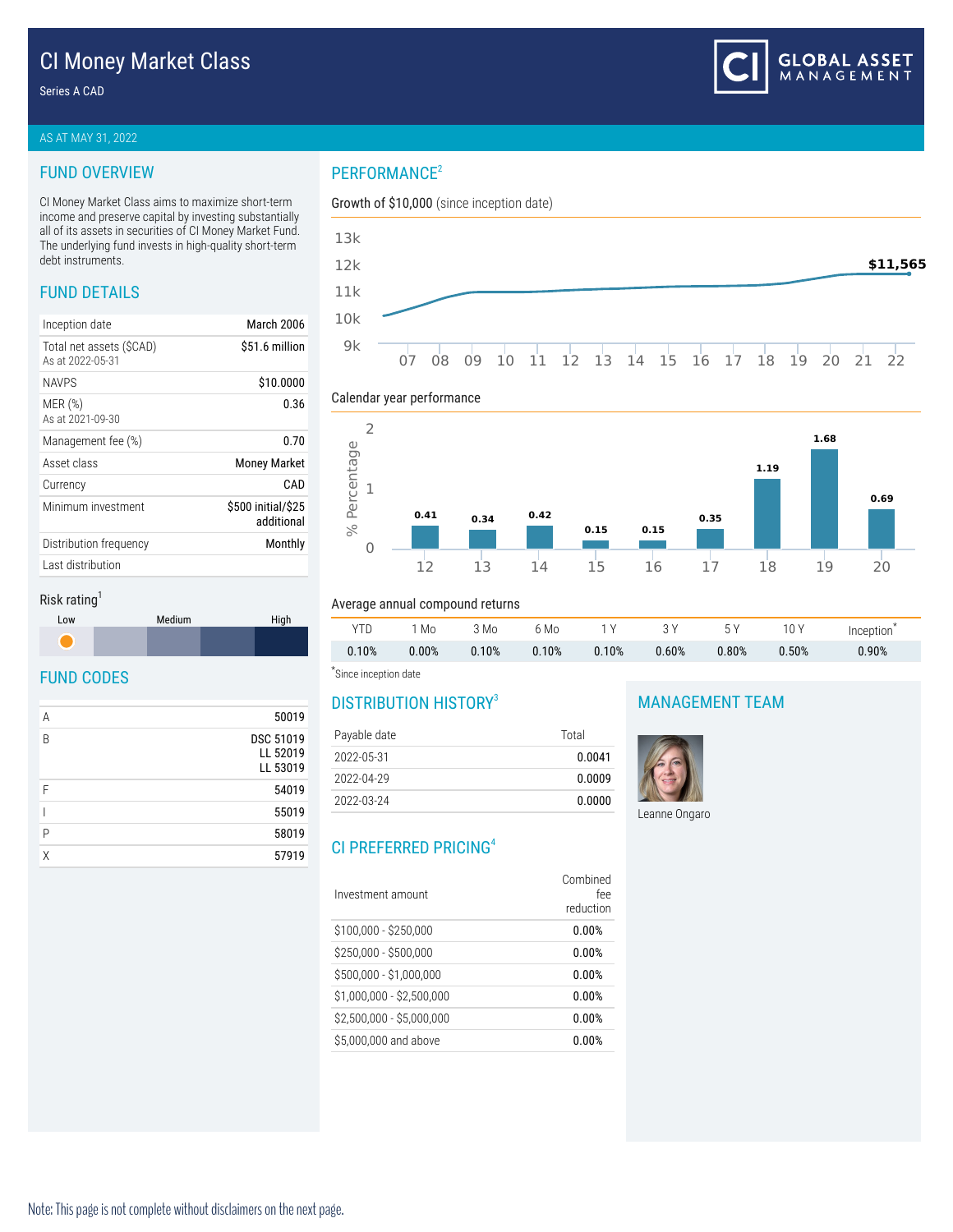# CI Money Market Class

Series A CAD

AS AT MAY 31, 2022

## FUND OVERVIEW

CI Money Market Class aims to maximize short-term income and preserve capital by investing substantially all of its assets in securities of CI Money Market Fund. The underlying fund invests in high-quality short-term debt instruments.

## FUND DETAILS

| | |
|---|---|
| Inception date | March 2006 |
| Total net assets ($CAD) As at 2022-05-31 | $51.6 million |
| NAVPS | $10.0000 |
| MER (%) As at 2021-09-30 | 0.36 |
| Management fee (%) | 0.70 |
| Asset class | Money Market |
| Currency | CAD |
| Minimum investment | $500 initial/$25 additional |
| Distribution frequency | Monthly |
| Last distribution | |

Risk rating[1]

Low — Medium — High

## FUND CODES

| | |
|---|---|
| A | 50019 |
| B | DSC 51019 LL 52019 LL 53019 |
| F | 54019 |
| I | 55019 |
| P | 58019 |
| X | 57919 |

## PERFORMANCE[2]

Growth of $10,000 (since inception date)

$11,565

Calendar year performance

| Year | 12 | 13 | 14 | 15 | 16 | 17 | 18 | 19 | 20 |
|---|---|---|---|---|---|---|---|---|---|
| % | 0.41 | 0.34 | 0.42 | 0.15 | 0.15 | 0.35 | 1.19 | 1.68 | 0.69 |

Average annual compound returns

| YTD | 1 Mo | 3 Mo | 6 Mo | 1 Y | 3 Y | 5 Y | 10 Y | Inception* |
|---|---|---|---|---|---|---|---|---|
| 0.10% | 0.00% | 0.10% | 0.10% | 0.10% | 0.60% | 0.80% | 0.50% | 0.90% |

*Since inception date

## DISTRIBUTION HISTORY[3]

| Payable date | Total |
|---|---|
| 2022-05-31 | 0.0041 |
| 2022-04-29 | 0.0009 |
| 2022-03-24 | 0.0000 |

## CI PREFERRED PRICING[4]

| Investment amount | Combined fee reduction |
|---|---|
| $100,000 - $250,000 | 0.00% |
| $250,000 - $500,000 | 0.00% |
| $500,000 - $1,000,000 | 0.00% |
| $1,000,000 - $2,500,000 | 0.00% |
| $2,500,000 - $5,000,000 | 0.00% |
| $5,000,000 and above | 0.00% |

## MANAGEMENT TEAM

Leanne Ongaro

Note: This page is not complete without disclaimers on the next page.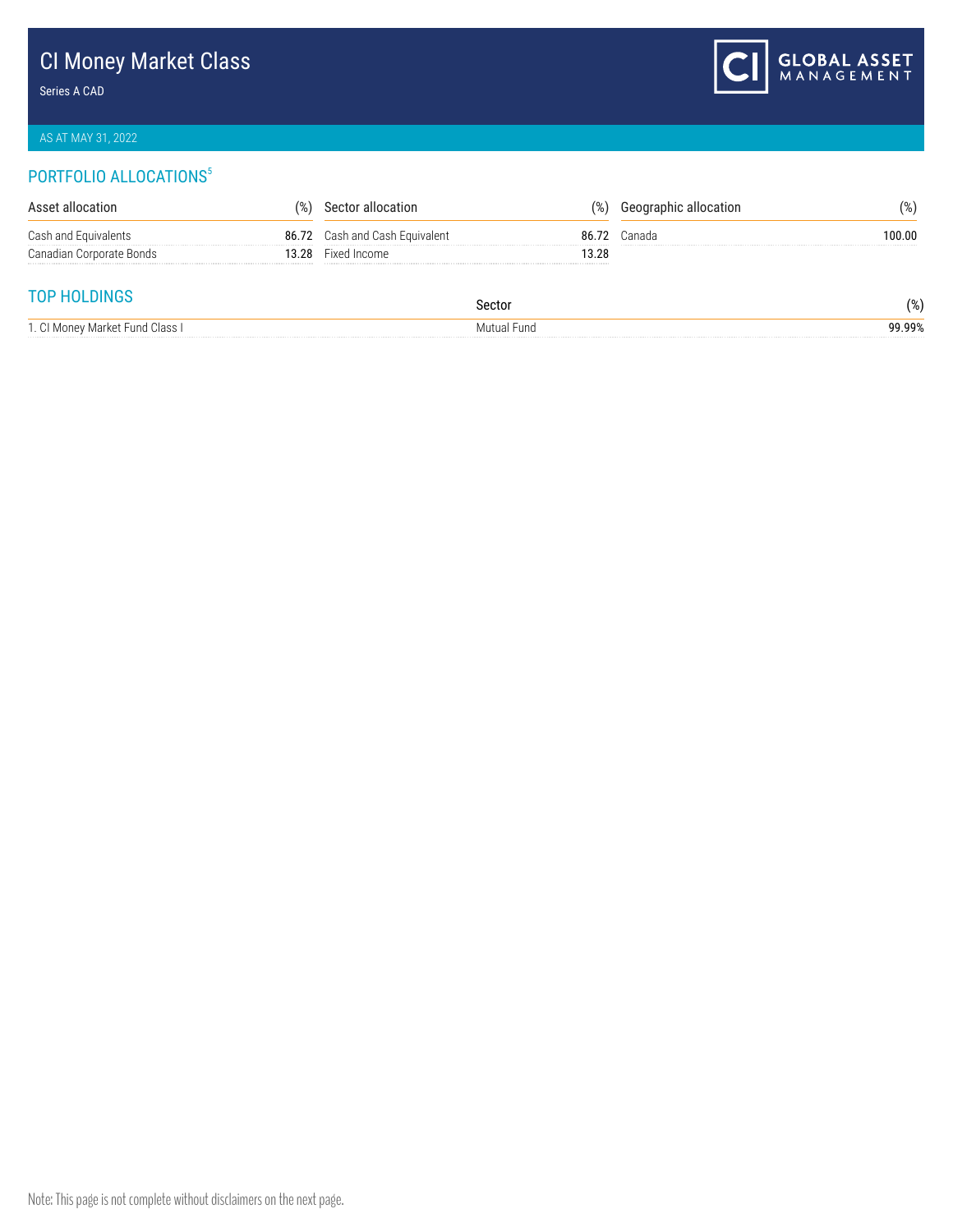# CI Money Market Class

Series A CAD

AS AT MAY 31, 2022

## PORTFOLIO ALLOCATIONS[5]

| Asset allocation | (%) |
|---|---|
| Cash and Equivalents | 86.72 |
| Canadian Corporate Bonds | 13.28 |

| Sector allocation | (%) |
|---|---|
| Cash and Cash Equivalent | 86.72 |
| Fixed Income | 13.28 |

| Geographic allocation | (%) |
|---|---|
| Canada | 100.00 |

## TOP HOLDINGS

| | Sector | (%) |
|---|---|---|
| 1. CI Money Market Fund Class I | Mutual Fund | 99.99% |

Note: This page is not complete without disclaimers on the next page.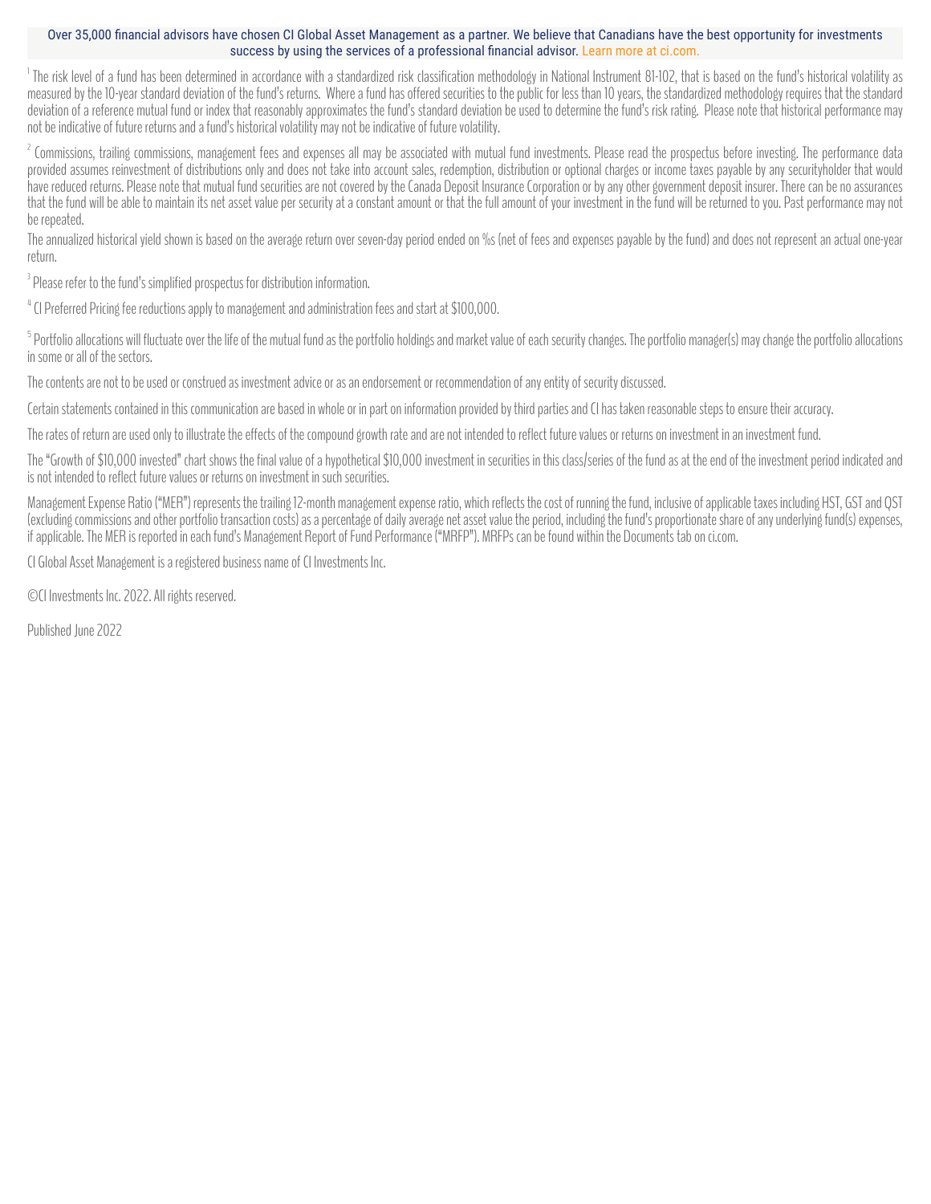Over 35,000 financial advisors have chosen CI Global Asset Management as a partner. We believe that Canadians have the best opportunity for investments success by using the services of a professional financial advisor. Learn more at ci.com.

[1] The risk level of a fund has been determined in accordance with a standardized risk classification methodology in National Instrument 81-102, that is based on the fund's historical volatility as measured by the 10-year standard deviation of the fund's returns. Where a fund has offered securities to the public for less than 10 years, the standardized methodology requires that the standard deviation of a reference mutual fund or index that reasonably approximates the fund's standard deviation be used to determine the fund's risk rating. Please note that historical performance may not be indicative of future returns and a fund's historical volatility may not be indicative of future volatility.

[2] Commissions, trailing commissions, management fees and expenses all may be associated with mutual fund investments. Please read the prospectus before investing. The performance data provided assumes reinvestment of distributions only and does not take into account sales, redemption, distribution or optional charges or income taxes payable by any securityholder that would have reduced returns. Please note that mutual fund securities are not covered by the Canada Deposit Insurance Corporation or by any other government deposit insurer. There can be no assurances that the fund will be able to maintain its net asset value per security at a constant amount or that the full amount of your investment in the fund will be returned to you. Past performance may not be repeated.

The annualized historical yield shown is based on the average return over seven-day period ended on %s (net of fees and expenses payable by the fund) and does not represent an actual one-year return.

[3] Please refer to the fund's simplified prospectus for distribution information.

[4] CI Preferred Pricing fee reductions apply to management and administration fees and start at $100,000.

[5] Portfolio allocations will fluctuate over the life of the mutual fund as the portfolio holdings and market value of each security changes. The portfolio manager(s) may change the portfolio allocations in some or all of the sectors.

The contents are not to be used or construed as investment advice or as an endorsement or recommendation of any entity of security discussed.

Certain statements contained in this communication are based in whole or in part on information provided by third parties and CI has taken reasonable steps to ensure their accuracy.

The rates of return are used only to illustrate the effects of the compound growth rate and are not intended to reflect future values or returns on investment in an investment fund.

The "Growth of $10,000 invested" chart shows the final value of a hypothetical $10,000 investment in securities in this class/series of the fund as at the end of the investment period indicated and is not intended to reflect future values or returns on investment in such securities.

Management Expense Ratio ("MER") represents the trailing 12-month management expense ratio, which reflects the cost of running the fund, inclusive of applicable taxes including HST, GST and QST (excluding commissions and other portfolio transaction costs) as a percentage of daily average net asset value the period, including the fund's proportionate share of any underlying fund(s) expenses, if applicable. The MER is reported in each fund's Management Report of Fund Performance ("MRFP"). MRFPs can be found within the Documents tab on ci.com.

CI Global Asset Management is a registered business name of CI Investments Inc.

©CI Investments Inc. 2022. All rights reserved.

Published June 2022